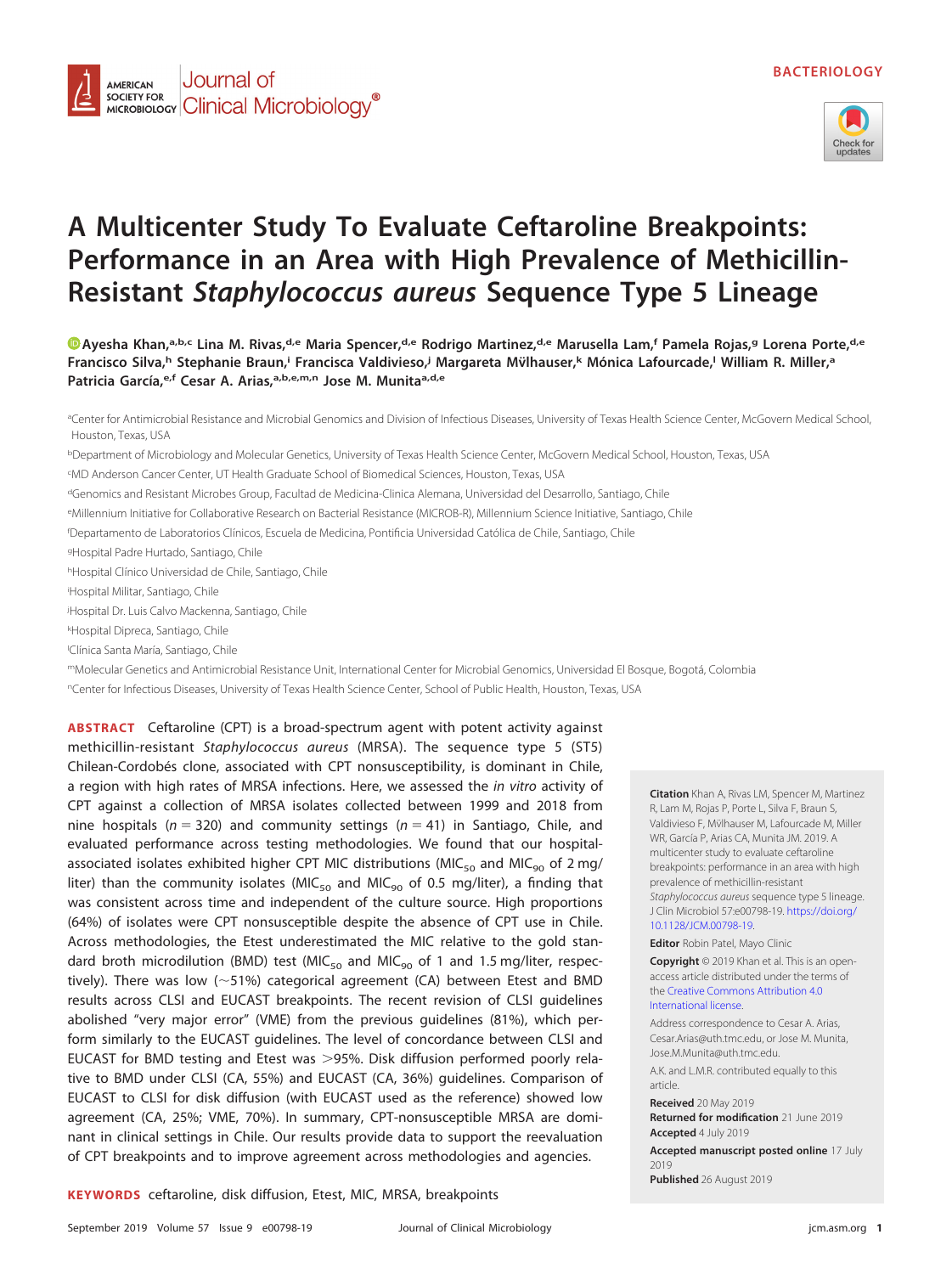BACTERIOLOGY

# A Multicenter Study To Evaluate Ceftaroline Breakpoints: Performance in an Area with High Prevalence of Methicillin-Resistant *Staphylococcus aureus* Sequence Type 5 Lineage

**Ayesha Khan,[a,b,c] Lina M. Rivas,[d,e] Maria Spencer,[d,e] Rodrigo Martinez,[d,e] Marusella Lam,[f] Pamela Rojas,[g] Lorena Porte,[d,e] Francisco Silva,[h] Stephanie Braun,[i] Francisca Valdivieso,[j] Margareta Mvlhauser,[k] Mónica Lafourcade,[l] William R. Miller,[a] Patricia García,[e,f] Cesar A. Arias,[a,b,e,m,n] Jose M. Munita[a,d,e]**

[a]Center for Antimicrobial Resistance and Microbial Genomics and Division of Infectious Diseases, University of Texas Health Science Center, McGovern Medical School, Houston, Texas, USA

[b]Department of Microbiology and Molecular Genetics, University of Texas Health Science Center, McGovern Medical School, Houston, Texas, USA

[c]MD Anderson Cancer Center, UT Health Graduate School of Biomedical Sciences, Houston, Texas, USA

[d]Genomics and Resistant Microbes Group, Facultad de Medicina-Clinica Alemana, Universidad del Desarrollo, Santiago, Chile

[e]Millennium Initiative for Collaborative Research on Bacterial Resistance (MICROB-R), Millennium Science Initiative, Santiago, Chile

[f]Departamento de Laboratorios Clínicos, Escuela de Medicina, Pontificia Universidad Católica de Chile, Santiago, Chile

[g]Hospital Padre Hurtado, Santiago, Chile

[h]Hospital Clínico Universidad de Chile, Santiago, Chile

[i]Hospital Militar, Santiago, Chile

[j]Hospital Dr. Luis Calvo Mackenna, Santiago, Chile

[k]Hospital Dipreca, Santiago, Chile

[l]Clínica Santa María, Santiago, Chile

[m]Molecular Genetics and Antimicrobial Resistance Unit, International Center for Microbial Genomics, Universidad El Bosque, Bogotá, Colombia

[n]Center for Infectious Diseases, University of Texas Health Science Center, School of Public Health, Houston, Texas, USA

**ABSTRACT** Ceftaroline (CPT) is a broad-spectrum agent with potent activity against methicillin-resistant *Staphylococcus aureus* (MRSA). The sequence type 5 (ST5) Chilean-Cordobés clone, associated with CPT nonsusceptibility, is dominant in Chile, a region with high rates of MRSA infections. Here, we assessed the *in vitro* activity of CPT against a collection of MRSA isolates collected between 1999 and 2018 from nine hospitals ($n = 320$) and community settings ($n = 41$) in Santiago, Chile, and evaluated performance across testing methodologies. We found that our hospital-associated isolates exhibited higher CPT MIC distributions ($MIC_{50}$ and $MIC_{90}$ of 2 mg/liter) than the community isolates ($MIC_{50}$ and $MIC_{90}$ of 0.5 mg/liter), a finding that was consistent across time and independent of the culture source. High proportions (64%) of isolates were CPT nonsusceptible despite the absence of CPT use in Chile. Across methodologies, the Etest underestimated the MIC relative to the gold standard broth microdilution (BMD) test ($MIC_{50}$ and $MIC_{90}$ of 1 and 1.5 mg/liter, respectively). There was low (~51%) categorical agreement (CA) between Etest and BMD results across CLSI and EUCAST breakpoints. The recent revision of CLSI guidelines abolished "very major error" (VME) from the previous guidelines (81%), which perform similarly to the EUCAST guidelines. The level of concordance between CLSI and EUCAST for BMD testing and Etest was >95%. Disk diffusion performed poorly relative to BMD under CLSI (CA, 55%) and EUCAST (CA, 36%) guidelines. Comparison of EUCAST to CLSI for disk diffusion (with EUCAST used as the reference) showed low agreement (CA, 25%; VME, 70%). In summary, CPT-nonsusceptible MRSA are dominant in clinical settings in Chile. Our results provide data to support the reevaluation of CPT breakpoints and to improve agreement across methodologies and agencies.

**KEYWORDS** ceftaroline, disk diffusion, Etest, MIC, MRSA, breakpoints

**Citation** Khan A, Rivas LM, Spencer M, Martinez R, Lam M, Rojas P, Porte L, Silva F, Braun S, Valdivieso F, Mvlhauser M, Lafourcade M, Miller WR, García P, Arias CA, Munita JM. 2019. A multicenter study to evaluate ceftaroline breakpoints: performance in an area with high prevalence of methicillin-resistant *Staphylococcus aureus* sequence type 5 lineage. J Clin Microbiol 57:e00798-19. https://doi.org/10.1128/JCM.00798-19.

**Editor** Robin Patel, Mayo Clinic

**Copyright** © 2019 Khan et al. This is an open-access article distributed under the terms of the Creative Commons Attribution 4.0 International license.

Address correspondence to Cesar A. Arias, Cesar.Arias@uth.tmc.edu, or Jose M. Munita, Jose.M.Munita@uth.tmc.edu.

A.K. and L.M.R. contributed equally to this article.

**Received** 20 May 2019

**Returned for modification** 21 June 2019

**Accepted** 4 July 2019

**Accepted manuscript posted online** 17 July 2019

**Published** 26 August 2019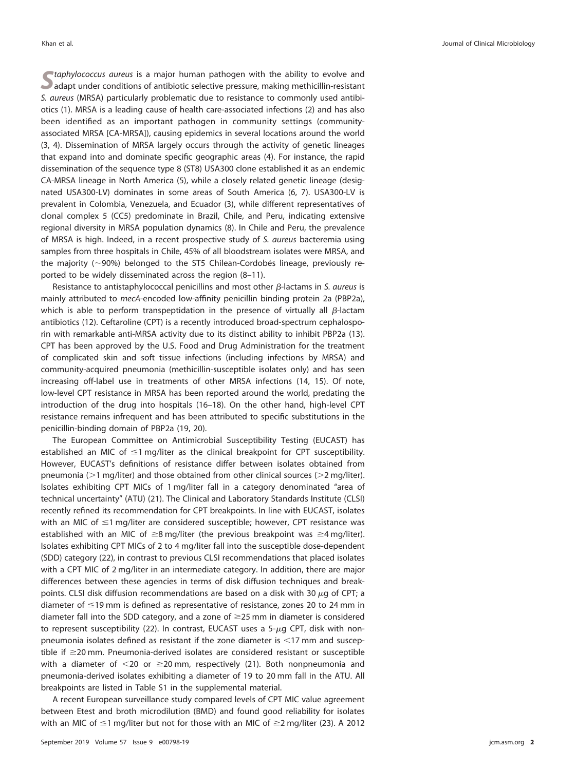*Staphylococcus aureus* is a major human pathogen with the ability to evolve and adapt under conditions of antibiotic selective pressure, making methicillin-resistant *S. aureus* (MRSA) particularly problematic due to resistance to commonly used antibiotics (1). MRSA is a leading cause of health care-associated infections (2) and has also been identified as an important pathogen in community settings (community-associated MRSA [CA-MRSA]), causing epidemics in several locations around the world (3, 4). Dissemination of MRSA largely occurs through the activity of genetic lineages that expand into and dominate specific geographic areas (4). For instance, the rapid dissemination of the sequence type 8 (ST8) USA300 clone established it as an endemic CA-MRSA lineage in North America (5), while a closely related genetic lineage (designated USA300-LV) dominates in some areas of South America (6, 7). USA300-LV is prevalent in Colombia, Venezuela, and Ecuador (3), while different representatives of clonal complex 5 (CC5) predominate in Brazil, Chile, and Peru, indicating extensive regional diversity in MRSA population dynamics (8). In Chile and Peru, the prevalence of MRSA is high. Indeed, in a recent prospective study of *S. aureus* bacteremia using samples from three hospitals in Chile, 45% of all bloodstream isolates were MRSA, and the majority (~90%) belonged to the ST5 Chilean-Cordobés lineage, previously reported to be widely disseminated across the region (8–11).

Resistance to antistaphylococcal penicillins and most other β-lactams in *S. aureus* is mainly attributed to *mecA*-encoded low-affinity penicillin binding protein 2a (PBP2a), which is able to perform transpeptidation in the presence of virtually all β-lactam antibiotics (12). Ceftaroline (CPT) is a recently introduced broad-spectrum cephalosporin with remarkable anti-MRSA activity due to its distinct ability to inhibit PBP2a (13). CPT has been approved by the U.S. Food and Drug Administration for the treatment of complicated skin and soft tissue infections (including infections by MRSA) and community-acquired pneumonia (methicillin-susceptible isolates only) and has seen increasing off-label use in treatments of other MRSA infections (14, 15). Of note, low-level CPT resistance in MRSA has been reported around the world, predating the introduction of the drug into hospitals (16–18). On the other hand, high-level CPT resistance remains infrequent and has been attributed to specific substitutions in the penicillin-binding domain of PBP2a (19, 20).

The European Committee on Antimicrobial Susceptibility Testing (EUCAST) has established an MIC of ≤1 mg/liter as the clinical breakpoint for CPT susceptibility. However, EUCAST's definitions of resistance differ between isolates obtained from pneumonia (>1 mg/liter) and those obtained from other clinical sources (>2 mg/liter). Isolates exhibiting CPT MICs of 1 mg/liter fall in a category denominated "area of technical uncertainty" (ATU) (21). The Clinical and Laboratory Standards Institute (CLSI) recently refined its recommendation for CPT breakpoints. In line with EUCAST, isolates with an MIC of ≤1 mg/liter are considered susceptible; however, CPT resistance was established with an MIC of ≥8 mg/liter (the previous breakpoint was ≥4 mg/liter). Isolates exhibiting CPT MICs of 2 to 4 mg/liter fall into the susceptible dose-dependent (SDD) category (22), in contrast to previous CLSI recommendations that placed isolates with a CPT MIC of 2 mg/liter in an intermediate category. In addition, there are major differences between these agencies in terms of disk diffusion techniques and breakpoints. CLSI disk diffusion recommendations are based on a disk with 30 μg of CPT; a diameter of ≤19 mm is defined as representative of resistance, zones 20 to 24 mm in diameter fall into the SDD category, and a zone of ≥25 mm in diameter is considered to represent susceptibility (22). In contrast, EUCAST uses a 5-μg CPT, disk with nonpneumonia isolates defined as resistant if the zone diameter is <17 mm and susceptible if ≥20 mm. Pneumonia-derived isolates are considered resistant or susceptible with a diameter of <20 or ≥20 mm, respectively (21). Both nonpneumonia and pneumonia-derived isolates exhibiting a diameter of 19 to 20 mm fall in the ATU. All breakpoints are listed in Table S1 in the supplemental material.

A recent European surveillance study compared levels of CPT MIC value agreement between Etest and broth microdilution (BMD) and found good reliability for isolates with an MIC of ≤1 mg/liter but not for those with an MIC of ≥2 mg/liter (23). A 2012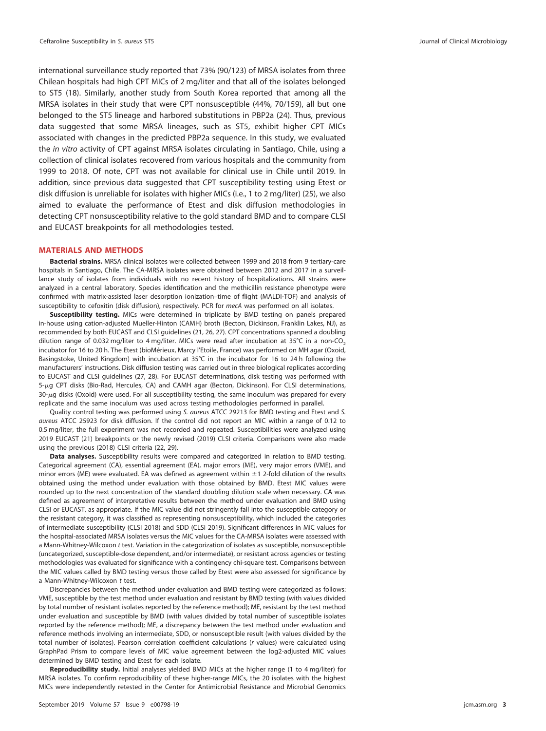international surveillance study reported that 73% (90/123) of MRSA isolates from three Chilean hospitals had high CPT MICs of 2 mg/liter and that all of the isolates belonged to ST5 (18). Similarly, another study from South Korea reported that among all the MRSA isolates in their study that were CPT nonsusceptible (44%, 70/159), all but one belonged to the ST5 lineage and harbored substitutions in PBP2a (24). Thus, previous data suggested that some MRSA lineages, such as ST5, exhibit higher CPT MICs associated with changes in the predicted PBP2a sequence. In this study, we evaluated the *in vitro* activity of CPT against MRSA isolates circulating in Santiago, Chile, using a collection of clinical isolates recovered from various hospitals and the community from 1999 to 2018. Of note, CPT was not available for clinical use in Chile until 2019. In addition, since previous data suggested that CPT susceptibility testing using Etest or disk diffusion is unreliable for isolates with higher MICs (i.e., 1 to 2 mg/liter) (25), we also aimed to evaluate the performance of Etest and disk diffusion methodologies in detecting CPT nonsusceptibility relative to the gold standard BMD and to compare CLSI and EUCAST breakpoints for all methodologies tested.

## MATERIALS AND METHODS

**Bacterial strains.** MRSA clinical isolates were collected between 1999 and 2018 from 9 tertiary-care hospitals in Santiago, Chile. The CA-MRSA isolates were obtained between 2012 and 2017 in a surveillance study of isolates from individuals with no recent history of hospitalizations. All strains were analyzed in a central laboratory. Species identification and the methicillin resistance phenotype were confirmed with matrix-assisted laser desorption ionization–time of flight (MALDI-TOF) and analysis of susceptibility to cefoxitin (disk diffusion), respectively. PCR for *mecA* was performed on all isolates.

**Susceptibility testing.** MICs were determined in triplicate by BMD testing on panels prepared in-house using cation-adjusted Mueller-Hinton (CAMH) broth (Becton, Dickinson, Franklin Lakes, NJ), as recommended by both EUCAST and CLSI guidelines (21, 26, 27). CPT concentrations spanned a doubling dilution range of 0.032 mg/liter to 4 mg/liter. MICs were read after incubation at 35°C in a non-$CO_2$ incubator for 16 to 20 h. The Etest (bioMérieux, Marcy l'Etoile, France) was performed on MH agar (Oxoid, Basingstoke, United Kingdom) with incubation at 35°C in the incubator for 16 to 24 h following the manufacturers' instructions. Disk diffusion testing was carried out in three biological replicates according to EUCAST and CLSI guidelines (27, 28). For EUCAST determinations, disk testing was performed with 5-$\mu$g CPT disks (Bio-Rad, Hercules, CA) and CAMH agar (Becton, Dickinson). For CLSI determinations, 30-$\mu$g disks (Oxoid) were used. For all susceptibility testing, the same inoculum was prepared for every replicate and the same inoculum was used across testing methodologies performed in parallel.

Quality control testing was performed using *S. aureus* ATCC 29213 for BMD testing and Etest and *S. aureus* ATCC 25923 for disk diffusion. If the control did not report an MIC within a range of 0.12 to 0.5 mg/liter, the full experiment was not recorded and repeated. Susceptibilities were analyzed using 2019 EUCAST (21) breakpoints or the newly revised (2019) CLSI criteria. Comparisons were also made using the previous (2018) CLSI criteria (22, 29).

**Data analyses.** Susceptibility results were compared and categorized in relation to BMD testing. Categorical agreement (CA), essential agreement (EA), major errors (ME), very major errors (VME), and minor errors (ME) were evaluated. EA was defined as agreement within $\pm$1 2-fold dilution of the results obtained using the method under evaluation with those obtained by BMD. Etest MIC values were rounded up to the next concentration of the standard doubling dilution scale when necessary. CA was defined as agreement of interpretative results between the method under evaluation and BMD using CLSI or EUCAST, as appropriate. If the MIC value did not stringently fall into the susceptible category or the resistant category, it was classified as representing nonsusceptibility, which included the categories of intermediate susceptibility (CLSI 2018) and SDD (CLSI 2019). Significant differences in MIC values for the hospital-associated MRSA isolates versus the MIC values for the CA-MRSA isolates were assessed with a Mann-Whitney-Wilcoxon *t* test. Variation in the categorization of isolates as susceptible, nonsusceptible (uncategorized, susceptible-dose dependent, and/or intermediate), or resistant across agencies or testing methodologies was evaluated for significance with a contingency chi-square test. Comparisons between the MIC values called by BMD testing versus those called by Etest were also assessed for significance by a Mann-Whitney-Wilcoxon *t* test.

Discrepancies between the method under evaluation and BMD testing were categorized as follows: VME, susceptible by the test method under evaluation and resistant by BMD testing (with values divided by total number of resistant isolates reported by the reference method); ME, resistant by the test method under evaluation and susceptible by BMD (with values divided by total number of susceptible isolates reported by the reference method); ME, a discrepancy between the test method under evaluation and reference methods involving an intermediate, SDD, or nonsusceptible result (with values divided by the total number of isolates). Pearson correlation coefficient calculations (*r* values) were calculated using GraphPad Prism to compare levels of MIC value agreement between the log2-adjusted MIC values determined by BMD testing and Etest for each isolate.

**Reproducibility study.** Initial analyses yielded BMD MICs at the higher range (1 to 4 mg/liter) for MRSA isolates. To confirm reproducibility of these higher-range MICs, the 20 isolates with the highest MICs were independently retested in the Center for Antimicrobial Resistance and Microbial Genomics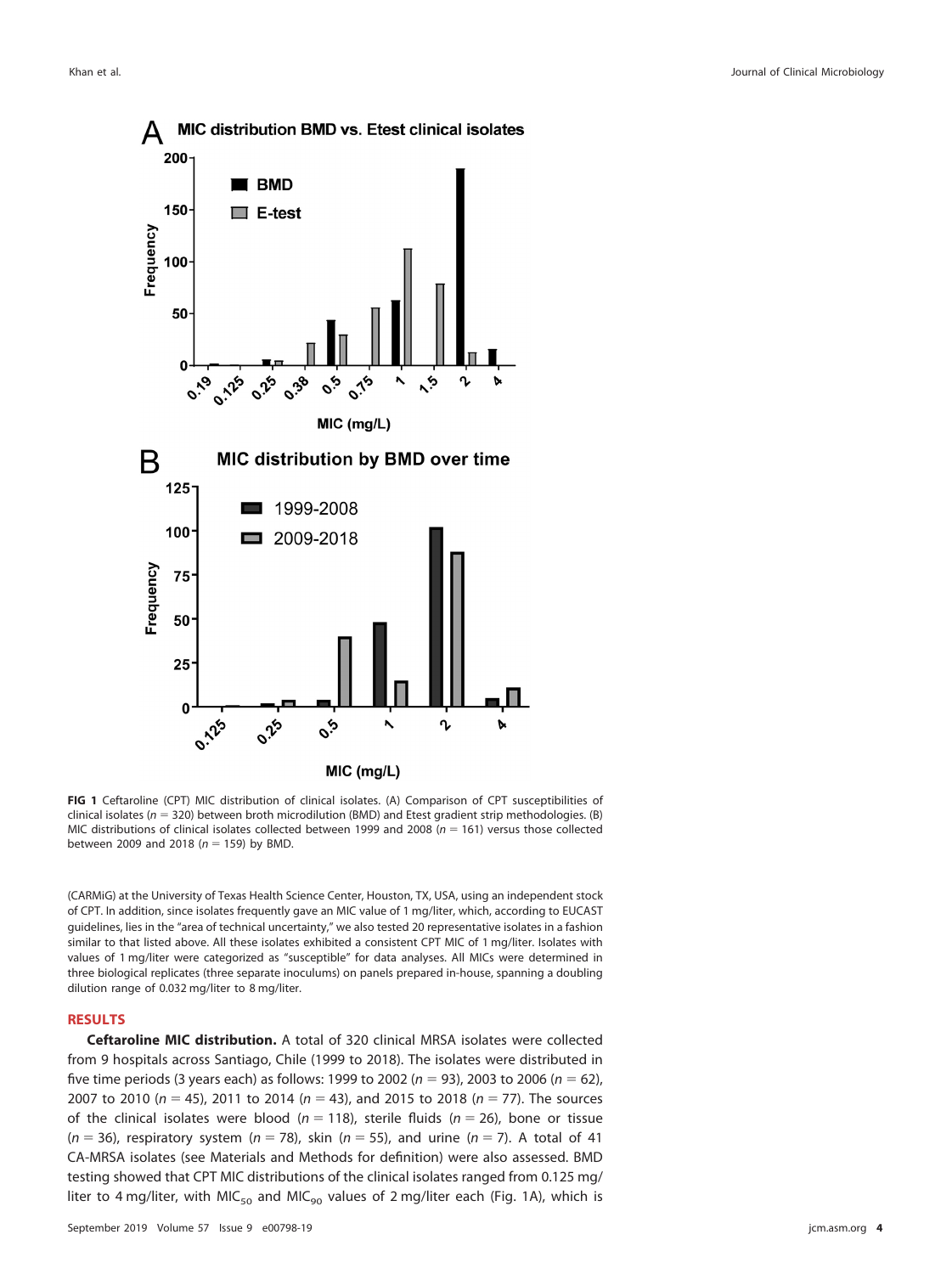**FIG 1** Ceftaroline (CPT) MIC distribution of clinical isolates. (A) Comparison of CPT susceptibilities of clinical isolates ($n = 320$) between broth microdilution (BMD) and Etest gradient strip methodologies. (B) MIC distributions of clinical isolates collected between 1999 and 2008 ($n = 161$) versus those collected between 2009 and 2018 ($n = 159$) by BMD.

(CARMiG) at the University of Texas Health Science Center, Houston, TX, USA, using an independent stock of CPT. In addition, since isolates frequently gave an MIC value of 1 mg/liter, which, according to EUCAST guidelines, lies in the "area of technical uncertainty," we also tested 20 representative isolates in a fashion similar to that listed above. All these isolates exhibited a consistent CPT MIC of 1 mg/liter. Isolates with values of 1 mg/liter were categorized as "susceptible" for data analyses. All MICs were determined in three biological replicates (three separate inoculums) on panels prepared in-house, spanning a doubling dilution range of 0.032 mg/liter to 8 mg/liter.

## RESULTS

**Ceftaroline MIC distribution.** A total of 320 clinical MRSA isolates were collected from 9 hospitals across Santiago, Chile (1999 to 2018). The isolates were distributed in five time periods (3 years each) as follows: 1999 to 2002 ($n = 93$), 2003 to 2006 ($n = 62$), 2007 to 2010 ($n = 45$), 2011 to 2014 ($n = 43$), and 2015 to 2018 ($n = 77$). The sources of the clinical isolates were blood ($n = 118$), sterile fluids ($n = 26$), bone or tissue ($n = 36$), respiratory system ($n = 78$), skin ($n = 55$), and urine ($n = 7$). A total of 41 CA-MRSA isolates (see Materials and Methods for definition) were also assessed. BMD testing showed that CPT MIC distributions of the clinical isolates ranged from 0.125 mg/liter to 4 mg/liter, with $MIC_{50}$ and $MIC_{90}$ values of 2 mg/liter each (Fig. 1A), which is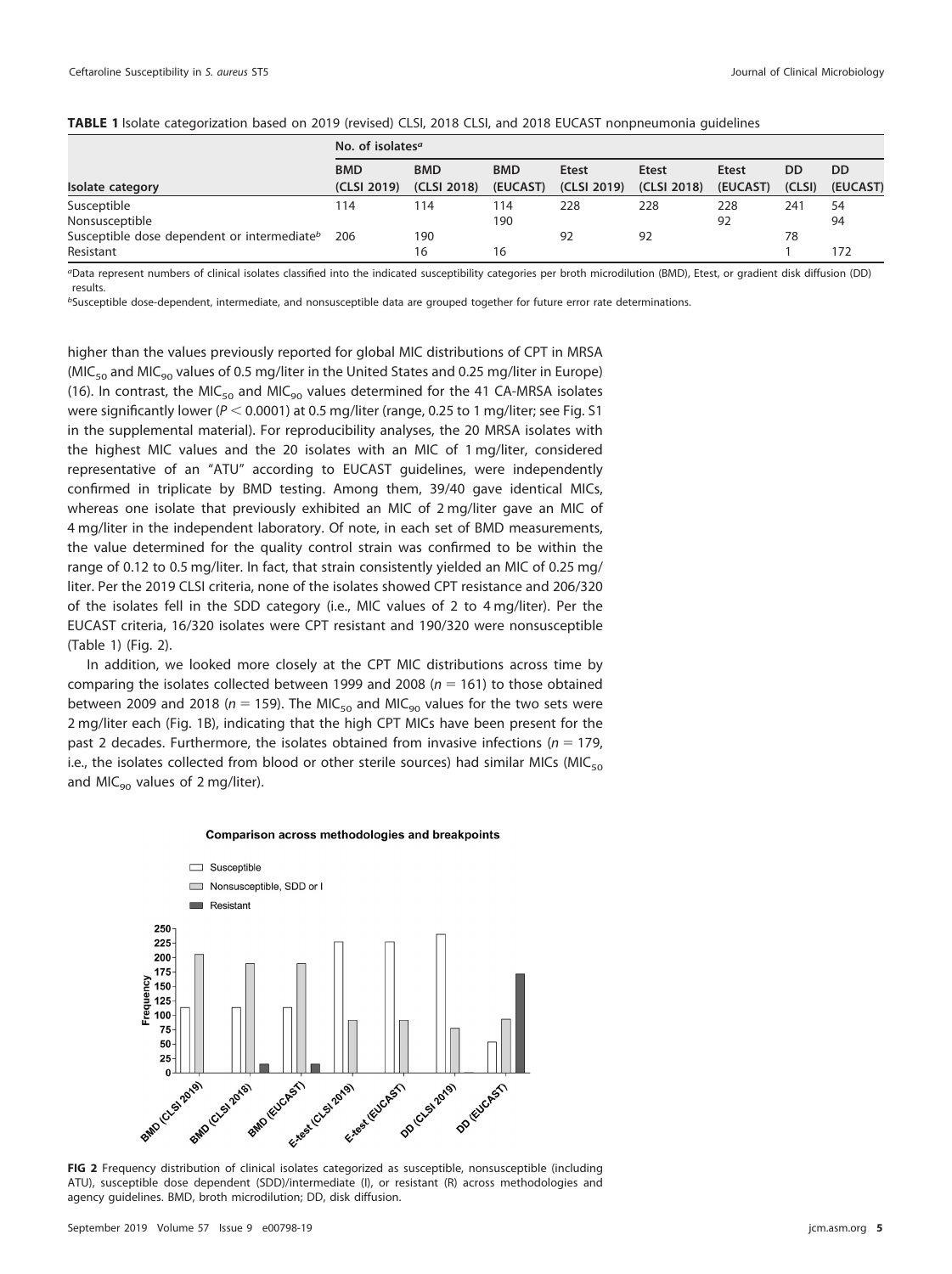**TABLE 1** Isolate categorization based on 2019 (revised) CLSI, 2018 CLSI, and 2018 EUCAST nonpneumonia guidelines

| Isolate category | No. of isolates[a] | | | | | | | |
|---|---|---|---|---|---|---|---|---|
| | BMD (CLSI 2019) | BMD (CLSI 2018) | BMD (EUCAST) | Etest (CLSI 2019) | Etest (CLSI 2018) | Etest (EUCAST) | DD (CLSI) | DD (EUCAST) |
| Susceptible | 114 | 114 | 114 | 228 | 228 | 228 | 241 | 54 |
| Nonsusceptible | | | 190 | | | 92 | | 94 |
| Susceptible dose dependent or intermediate[b] | 206 | 190 | | 92 | 92 | | 78 | |
| Resistant | | 16 | 16 | | | | 1 | 172 |

[a]Data represent numbers of clinical isolates classified into the indicated susceptibility categories per broth microdilution (BMD), Etest, or gradient disk diffusion (DD) results.

[b]Susceptible dose-dependent, intermediate, and nonsusceptible data are grouped together for future error rate determinations.

higher than the values previously reported for global MIC distributions of CPT in MRSA ($MIC_{50}$ and $MIC_{90}$ values of 0.5 mg/liter in the United States and 0.25 mg/liter in Europe) (16). In contrast, the $MIC_{50}$ and $MIC_{90}$ values determined for the 41 CA-MRSA isolates were significantly lower ($P < 0.0001$) at 0.5 mg/liter (range, 0.25 to 1 mg/liter; see Fig. S1 in the supplemental material). For reproducibility analyses, the 20 MRSA isolates with the highest MIC values and the 20 isolates with an MIC of 1 mg/liter, considered representative of an "ATU" according to EUCAST guidelines, were independently confirmed in triplicate by BMD testing. Among them, 39/40 gave identical MICs, whereas one isolate that previously exhibited an MIC of 2 mg/liter gave an MIC of 4 mg/liter in the independent laboratory. Of note, in each set of BMD measurements, the value determined for the quality control strain was confirmed to be within the range of 0.12 to 0.5 mg/liter. In fact, that strain consistently yielded an MIC of 0.25 mg/liter. Per the 2019 CLSI criteria, none of the isolates showed CPT resistance and 206/320 of the isolates fell in the SDD category (i.e., MIC values of 2 to 4 mg/liter). Per the EUCAST criteria, 16/320 isolates were CPT resistant and 190/320 were nonsusceptible (Table 1) (Fig. 2).

In addition, we looked more closely at the CPT MIC distributions across time by comparing the isolates collected between 1999 and 2008 ($n = 161$) to those obtained between 2009 and 2018 ($n = 159$). The $MIC_{50}$ and $MIC_{90}$ values for the two sets were 2 mg/liter each (Fig. 1B), indicating that the high CPT MICs have been present for the past 2 decades. Furthermore, the isolates obtained from invasive infections ($n = 179$, i.e., the isolates collected from blood or other sterile sources) had similar MICs ($MIC_{50}$ and $MIC_{90}$ values of 2 mg/liter).

**FIG 2** Frequency distribution of clinical isolates categorized as susceptible, nonsusceptible (including ATU), susceptible dose dependent (SDD)/intermediate (I), or resistant (R) across methodologies and agency guidelines. BMD, broth microdilution; DD, disk diffusion.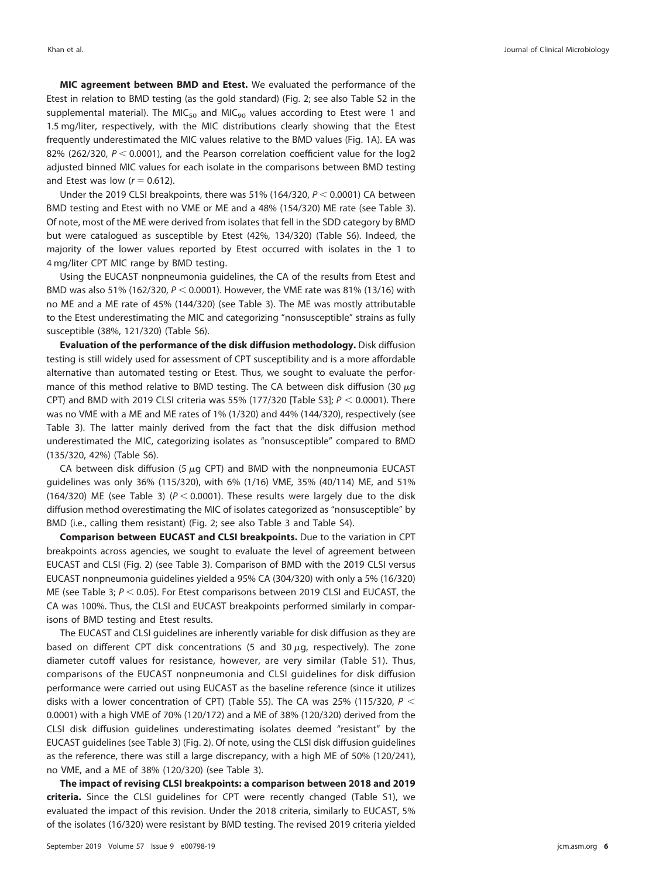**MIC agreement between BMD and Etest.** We evaluated the performance of the Etest in relation to BMD testing (as the gold standard) (Fig. 2; see also Table S2 in the supplemental material). The $MIC_{50}$ and $MIC_{90}$ values according to Etest were 1 and 1.5 mg/liter, respectively, with the MIC distributions clearly showing that the Etest frequently underestimated the MIC values relative to the BMD values (Fig. 1A). EA was 82% (262/320, $P < 0.0001$), and the Pearson correlation coefficient value for the log2 adjusted binned MIC values for each isolate in the comparisons between BMD testing and Etest was low ($r = 0.612$).

Under the 2019 CLSI breakpoints, there was 51% (164/320, $P < 0.0001$) CA between BMD testing and Etest with no VME or ME and a 48% (154/320) ME rate (see Table 3). Of note, most of the ME were derived from isolates that fell in the SDD category by BMD but were catalogued as susceptible by Etest (42%, 134/320) (Table S6). Indeed, the majority of the lower values reported by Etest occurred with isolates in the 1 to 4 mg/liter CPT MIC range by BMD testing.

Using the EUCAST nonpneumonia guidelines, the CA of the results from Etest and BMD was also 51% (162/320, $P < 0.0001$). However, the VME rate was 81% (13/16) with no ME and a ME rate of 45% (144/320) (see Table 3). The ME was mostly attributable to the Etest underestimating the MIC and categorizing "nonsusceptible" strains as fully susceptible (38%, 121/320) (Table S6).

**Evaluation of the performance of the disk diffusion methodology.** Disk diffusion testing is still widely used for assessment of CPT susceptibility and is a more affordable alternative than automated testing or Etest. Thus, we sought to evaluate the performance of this method relative to BMD testing. The CA between disk diffusion (30 $\mu$g CPT) and BMD with 2019 CLSI criteria was 55% (177/320 [Table S3]; $P < 0.0001$). There was no VME with a ME and ME rates of 1% (1/320) and 44% (144/320), respectively (see Table 3). The latter mainly derived from the fact that the disk diffusion method underestimated the MIC, categorizing isolates as "nonsusceptible" compared to BMD (135/320, 42%) (Table S6).

CA between disk diffusion (5 $\mu$g CPT) and BMD with the nonpneumonia EUCAST guidelines was only 36% (115/320), with 6% (1/16) VME, 35% (40/114) ME, and 51% (164/320) ME (see Table 3) ($P < 0.0001$). These results were largely due to the disk diffusion method overestimating the MIC of isolates categorized as "nonsusceptible" by BMD (i.e., calling them resistant) (Fig. 2; see also Table 3 and Table S4).

**Comparison between EUCAST and CLSI breakpoints.** Due to the variation in CPT breakpoints across agencies, we sought to evaluate the level of agreement between EUCAST and CLSI (Fig. 2) (see Table 3). Comparison of BMD with the 2019 CLSI versus EUCAST nonpneumonia guidelines yielded a 95% CA (304/320) with only a 5% (16/320) ME (see Table 3; $P < 0.05$). For Etest comparisons between 2019 CLSI and EUCAST, the CA was 100%. Thus, the CLSI and EUCAST breakpoints performed similarly in comparisons of BMD testing and Etest results.

The EUCAST and CLSI guidelines are inherently variable for disk diffusion as they are based on different CPT disk concentrations (5 and 30 $\mu$g, respectively). The zone diameter cutoff values for resistance, however, are very similar (Table S1). Thus, comparisons of the EUCAST nonpneumonia and CLSI guidelines for disk diffusion performance were carried out using EUCAST as the baseline reference (since it utilizes disks with a lower concentration of CPT) (Table S5). The CA was 25% (115/320, $P < 0.0001$) with a high VME of 70% (120/172) and a ME of 38% (120/320) derived from the CLSI disk diffusion guidelines underestimating isolates deemed "resistant" by the EUCAST guidelines (see Table 3) (Fig. 2). Of note, using the CLSI disk diffusion guidelines as the reference, there was still a large discrepancy, with a high ME of 50% (120/241), no VME, and a ME of 38% (120/320) (see Table 3).

**The impact of revising CLSI breakpoints: a comparison between 2018 and 2019 criteria.** Since the CLSI guidelines for CPT were recently changed (Table S1), we evaluated the impact of this revision. Under the 2018 criteria, similarly to EUCAST, 5% of the isolates (16/320) were resistant by BMD testing. The revised 2019 criteria yielded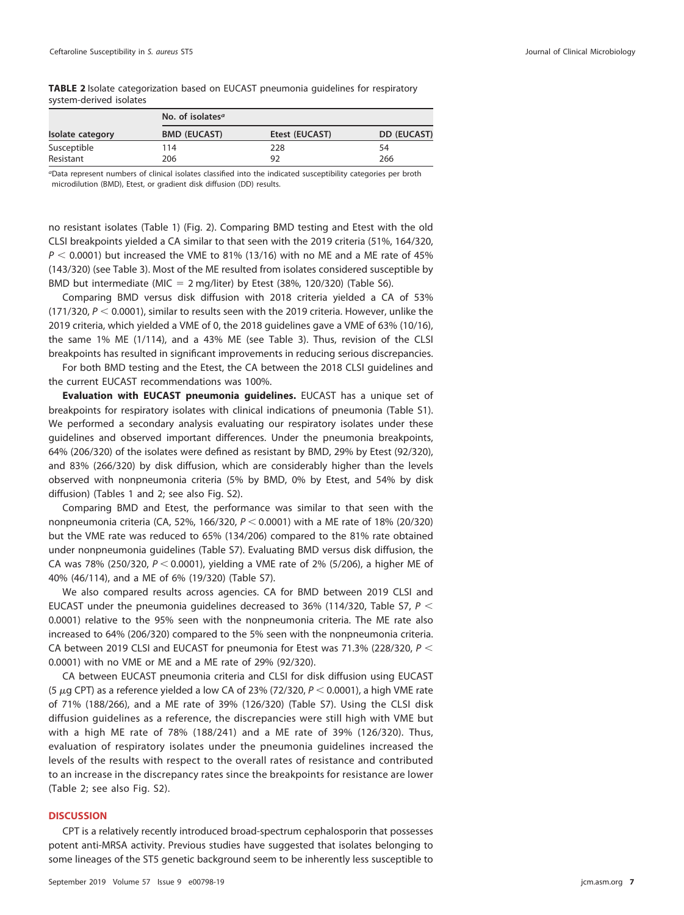**TABLE 2** Isolate categorization based on EUCAST pneumonia guidelines for respiratory system-derived isolates

| Isolate category | No. of isolates[a] | | |
|---|---|---|---|
| | BMD (EUCAST) | Etest (EUCAST) | DD (EUCAST) |
| Susceptible | 114 | 228 | 54 |
| Resistant | 206 | 92 | 266 |

[a]Data represent numbers of clinical isolates classified into the indicated susceptibility categories per broth microdilution (BMD), Etest, or gradient disk diffusion (DD) results.

no resistant isolates (Table 1) (Fig. 2). Comparing BMD testing and Etest with the old CLSI breakpoints yielded a CA similar to that seen with the 2019 criteria (51%, 164/320, $P < 0.0001$) but increased the VME to 81% (13/16) with no ME and a ME rate of 45% (143/320) (see Table 3). Most of the ME resulted from isolates considered susceptible by BMD but intermediate (MIC = 2 mg/liter) by Etest (38%, 120/320) (Table S6).

Comparing BMD versus disk diffusion with 2018 criteria yielded a CA of 53% (171/320, $P < 0.0001$), similar to results seen with the 2019 criteria. However, unlike the 2019 criteria, which yielded a VME of 0, the 2018 guidelines gave a VME of 63% (10/16), the same 1% ME (1/114), and a 43% ME (see Table 3). Thus, revision of the CLSI breakpoints has resulted in significant improvements in reducing serious discrepancies.

For both BMD testing and the Etest, the CA between the 2018 CLSI guidelines and the current EUCAST recommendations was 100%.

**Evaluation with EUCAST pneumonia guidelines.** EUCAST has a unique set of breakpoints for respiratory isolates with clinical indications of pneumonia (Table S1). We performed a secondary analysis evaluating our respiratory isolates under these guidelines and observed important differences. Under the pneumonia breakpoints, 64% (206/320) of the isolates were defined as resistant by BMD, 29% by Etest (92/320), and 83% (266/320) by disk diffusion, which are considerably higher than the levels observed with nonpneumonia criteria (5% by BMD, 0% by Etest, and 54% by disk diffusion) (Tables 1 and 2; see also Fig. S2).

Comparing BMD and Etest, the performance was similar to that seen with the nonpneumonia criteria (CA, 52%, 166/320, $P < 0.0001$) with a ME rate of 18% (20/320) but the VME rate was reduced to 65% (134/206) compared to the 81% rate obtained under nonpneumonia guidelines (Table S7). Evaluating BMD versus disk diffusion, the CA was 78% (250/320, $P < 0.0001$), yielding a VME rate of 2% (5/206), a higher ME of 40% (46/114), and a ME of 6% (19/320) (Table S7).

We also compared results across agencies. CA for BMD between 2019 CLSI and EUCAST under the pneumonia guidelines decreased to 36% (114/320, Table S7, $P <$ 0.0001) relative to the 95% seen with the nonpneumonia criteria. The ME rate also increased to 64% (206/320) compared to the 5% seen with the nonpneumonia criteria. CA between 2019 CLSI and EUCAST for pneumonia for Etest was 71.3% (228/320, $P <$ 0.0001) with no VME or ME and a ME rate of 29% (92/320).

CA between EUCAST pneumonia criteria and CLSI for disk diffusion using EUCAST (5 $\mu$g CPT) as a reference yielded a low CA of 23% (72/320, $P < 0.0001$), a high VME rate of 71% (188/266), and a ME rate of 39% (126/320) (Table S7). Using the CLSI disk diffusion guidelines as a reference, the discrepancies were still high with VME but with a high ME rate of 78% (188/241) and a ME rate of 39% (126/320). Thus, evaluation of respiratory isolates under the pneumonia guidelines increased the levels of the results with respect to the overall rates of resistance and contributed to an increase in the discrepancy rates since the breakpoints for resistance are lower (Table 2; see also Fig. S2).

## DISCUSSION

CPT is a relatively recently introduced broad-spectrum cephalosporin that possesses potent anti-MRSA activity. Previous studies have suggested that isolates belonging to some lineages of the ST5 genetic background seem to be inherently less susceptible to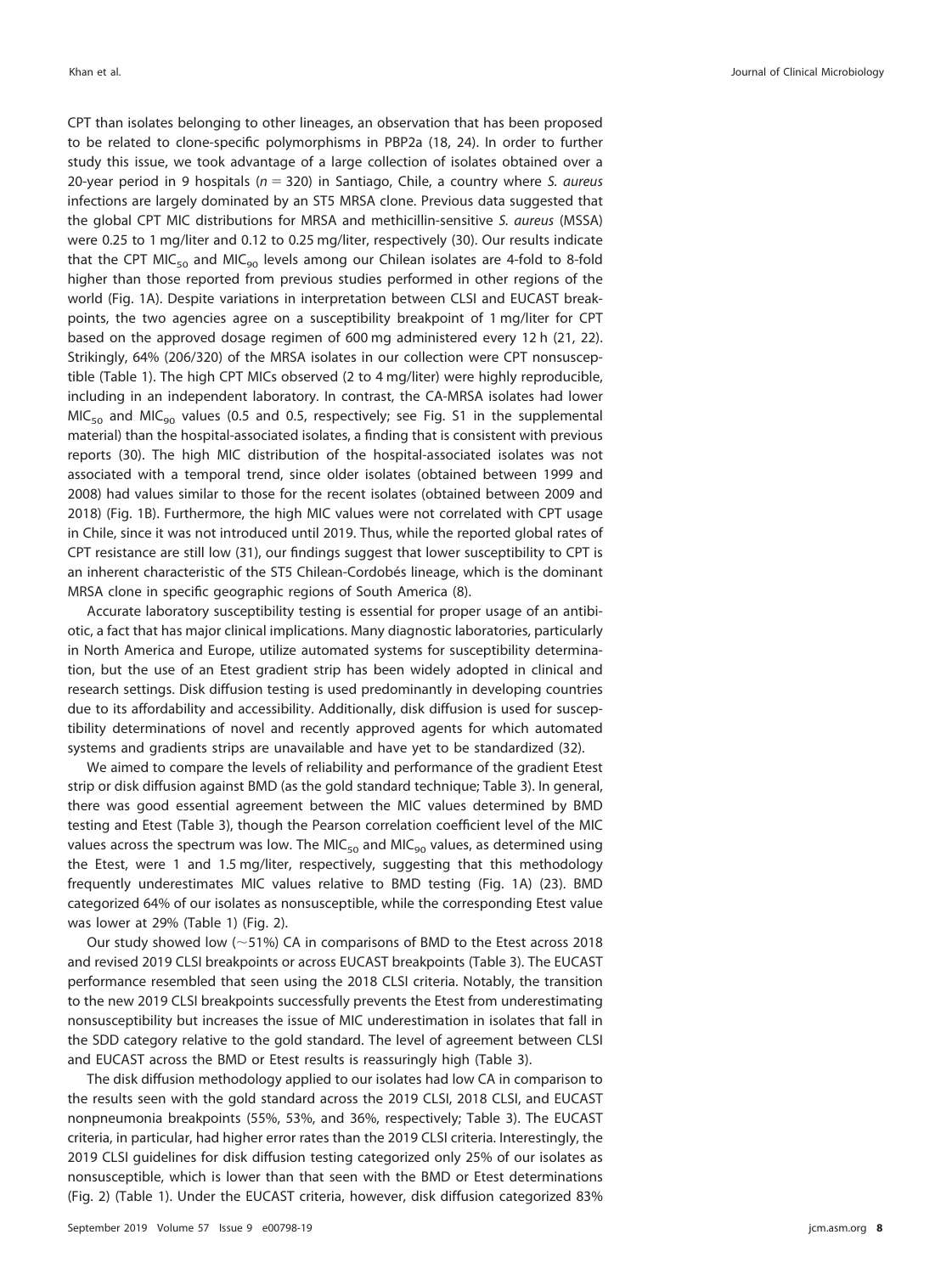CPT than isolates belonging to other lineages, an observation that has been proposed to be related to clone-specific polymorphisms in PBP2a (18, 24). In order to further study this issue, we took advantage of a large collection of isolates obtained over a 20-year period in 9 hospitals ($n = 320$) in Santiago, Chile, a country where *S. aureus* infections are largely dominated by an ST5 MRSA clone. Previous data suggested that the global CPT MIC distributions for MRSA and methicillin-sensitive *S. aureus* (MSSA) were 0.25 to 1 mg/liter and 0.12 to 0.25 mg/liter, respectively (30). Our results indicate that the CPT $MIC_{50}$ and $MIC_{90}$ levels among our Chilean isolates are 4-fold to 8-fold higher than those reported from previous studies performed in other regions of the world (Fig. 1A). Despite variations in interpretation between CLSI and EUCAST breakpoints, the two agencies agree on a susceptibility breakpoint of 1 mg/liter for CPT based on the approved dosage regimen of 600 mg administered every 12 h (21, 22). Strikingly, 64% (206/320) of the MRSA isolates in our collection were CPT nonsusceptible (Table 1). The high CPT MICs observed (2 to 4 mg/liter) were highly reproducible, including in an independent laboratory. In contrast, the CA-MRSA isolates had lower $MIC_{50}$ and $MIC_{90}$ values (0.5 and 0.5, respectively; see Fig. S1 in the supplemental material) than the hospital-associated isolates, a finding that is consistent with previous reports (30). The high MIC distribution of the hospital-associated isolates was not associated with a temporal trend, since older isolates (obtained between 1999 and 2008) had values similar to those for the recent isolates (obtained between 2009 and 2018) (Fig. 1B). Furthermore, the high MIC values were not correlated with CPT usage in Chile, since it was not introduced until 2019. Thus, while the reported global rates of CPT resistance are still low (31), our findings suggest that lower susceptibility to CPT is an inherent characteristic of the ST5 Chilean-Cordobés lineage, which is the dominant MRSA clone in specific geographic regions of South America (8).

Accurate laboratory susceptibility testing is essential for proper usage of an antibiotic, a fact that has major clinical implications. Many diagnostic laboratories, particularly in North America and Europe, utilize automated systems for susceptibility determination, but the use of an Etest gradient strip has been widely adopted in clinical and research settings. Disk diffusion testing is used predominantly in developing countries due to its affordability and accessibility. Additionally, disk diffusion is used for susceptibility determinations of novel and recently approved agents for which automated systems and gradients strips are unavailable and have yet to be standardized (32).

We aimed to compare the levels of reliability and performance of the gradient Etest strip or disk diffusion against BMD (as the gold standard technique; Table 3). In general, there was good essential agreement between the MIC values determined by BMD testing and Etest (Table 3), though the Pearson correlation coefficient level of the MIC values across the spectrum was low. The $MIC_{50}$ and $MIC_{90}$ values, as determined using the Etest, were 1 and 1.5 mg/liter, respectively, suggesting that this methodology frequently underestimates MIC values relative to BMD testing (Fig. 1A) (23). BMD categorized 64% of our isolates as nonsusceptible, while the corresponding Etest value was lower at 29% (Table 1) (Fig. 2).

Our study showed low (~51%) CA in comparisons of BMD to the Etest across 2018 and revised 2019 CLSI breakpoints or across EUCAST breakpoints (Table 3). The EUCAST performance resembled that seen using the 2018 CLSI criteria. Notably, the transition to the new 2019 CLSI breakpoints successfully prevents the Etest from underestimating nonsusceptibility but increases the issue of MIC underestimation in isolates that fall in the SDD category relative to the gold standard. The level of agreement between CLSI and EUCAST across the BMD or Etest results is reassuringly high (Table 3).

The disk diffusion methodology applied to our isolates had low CA in comparison to the results seen with the gold standard across the 2019 CLSI, 2018 CLSI, and EUCAST nonpneumonia breakpoints (55%, 53%, and 36%, respectively; Table 3). The EUCAST criteria, in particular, had higher error rates than the 2019 CLSI criteria. Interestingly, the 2019 CLSI guidelines for disk diffusion testing categorized only 25% of our isolates as nonsusceptible, which is lower than that seen with the BMD or Etest determinations (Fig. 2) (Table 1). Under the EUCAST criteria, however, disk diffusion categorized 83%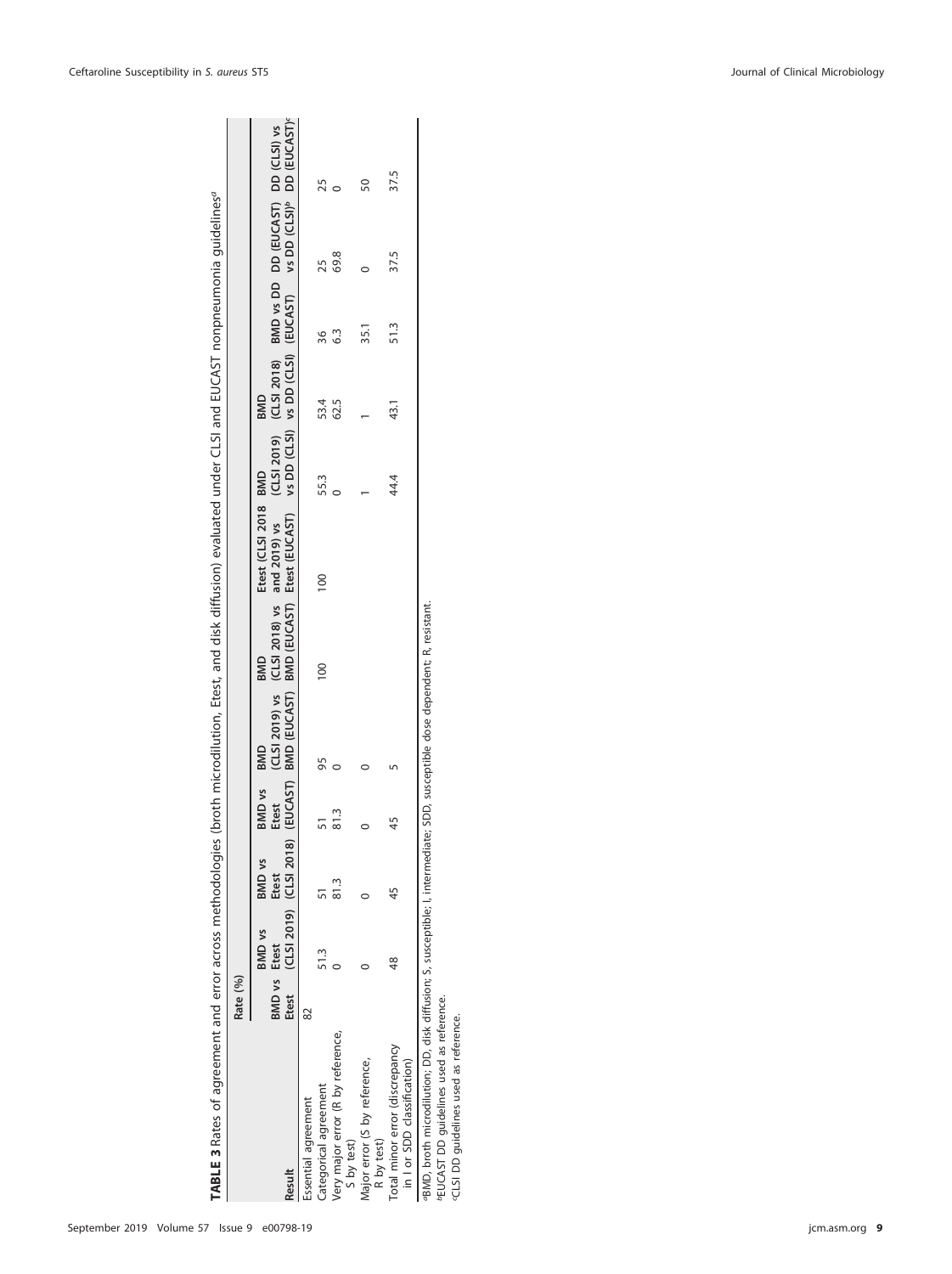**TABLE 3** Rates of agreement and error across methodologies (broth microdilution, Etest, and disk diffusion) evaluated under CLSI and EUCAST nonpneumonia guidelines[a]

| Result | Rate (%) | | | | | | | | | | | |
|---|---|---|---|---|---|---|---|---|---|---|---|---|
| | BMD vs Etest | BMD vs Etest (CLSI 2019) | BMD vs Etest (CLSI 2018) | BMD vs Etest (EUCAST) | BMD (CLSI 2019) vs BMD (EUCAST) | BMD (CLSI 2018) vs BMD (EUCAST) | Etest (CLSI 2018 and 2019) vs Etest (EUCAST) | BMD (CLSI 2019) vs DD (CLSI) | BMD (CLSI 2018) vs DD (CLSI) | BMD vs DD (EUCAST) | DD (EUCAST) vs DD (CLSI)[b] | DD (CLSI) vs DD (EUCAST)[c] |
| Essential agreement | 82 | | | | | | | | | | | |
| Categorical agreement | | 51.3 | 51 | 51 | 95 | 100 | 100 | 55.3 | 53.4 | 36 | 25 | 25 |
| Very major error (R by reference, S by test) | | 0 | 81.3 | 81.3 | 0 | | | 0 | 62.5 | 6.3 | 69.8 | 0 |
| Major error (S by reference, R by test) | | 0 | 0 | 0 | 0 | | | 1 | 1 | 35.1 | 0 | 50 |
| Total minor error (discrepancy in I or SDD classification) | | 48 | 45 | 45 | 5 | | | 44.4 | 43.1 | 51.3 | 37.5 | 37.5 |

[a]BMD, broth microdilution; DD, disk diffusion; S, susceptible; I, intermediate; SDD, susceptible dose dependent; R, resistant.
[b]EUCAST DD guidelines used as reference.
[c]CLSI DD guidelines used as reference.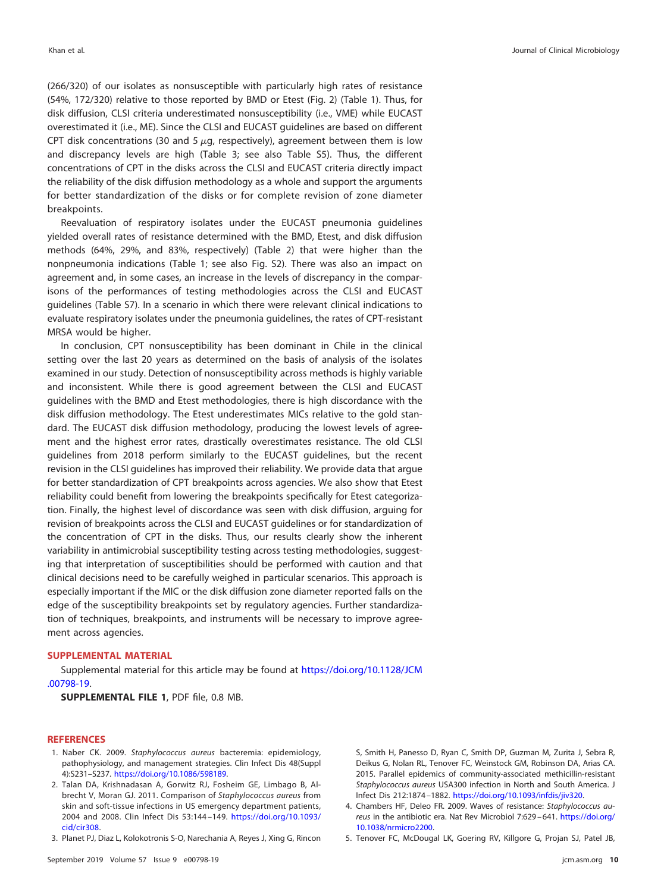(266/320) of our isolates as nonsusceptible with particularly high rates of resistance (54%, 172/320) relative to those reported by BMD or Etest (Fig. 2) (Table 1). Thus, for disk diffusion, CLSI criteria underestimated nonsusceptibility (i.e., VME) while EUCAST overestimated it (i.e., ME). Since the CLSI and EUCAST guidelines are based on different CPT disk concentrations (30 and 5 $\mu$g, respectively), agreement between them is low and discrepancy levels are high (Table 3; see also Table S5). Thus, the different concentrations of CPT in the disks across the CLSI and EUCAST criteria directly impact the reliability of the disk diffusion methodology as a whole and support the arguments for better standardization of the disks or for complete revision of zone diameter breakpoints.

Reevaluation of respiratory isolates under the EUCAST pneumonia guidelines yielded overall rates of resistance determined with the BMD, Etest, and disk diffusion methods (64%, 29%, and 83%, respectively) (Table 2) that were higher than the nonpneumonia indications (Table 1; see also Fig. S2). There was also an impact on agreement and, in some cases, an increase in the levels of discrepancy in the comparisons of the performances of testing methodologies across the CLSI and EUCAST guidelines (Table S7). In a scenario in which there were relevant clinical indications to evaluate respiratory isolates under the pneumonia guidelines, the rates of CPT-resistant MRSA would be higher.

In conclusion, CPT nonsusceptibility has been dominant in Chile in the clinical setting over the last 20 years as determined on the basis of analysis of the isolates examined in our study. Detection of nonsusceptibility across methods is highly variable and inconsistent. While there is good agreement between the CLSI and EUCAST guidelines with the BMD and Etest methodologies, there is high discordance with the disk diffusion methodology. The Etest underestimates MICs relative to the gold standard. The EUCAST disk diffusion methodology, producing the lowest levels of agreement and the highest error rates, drastically overestimates resistance. The old CLSI guidelines from 2018 perform similarly to the EUCAST guidelines, but the recent revision in the CLSI guidelines has improved their reliability. We provide data that argue for better standardization of CPT breakpoints across agencies. We also show that Etest reliability could benefit from lowering the breakpoints specifically for Etest categorization. Finally, the highest level of discordance was seen with disk diffusion, arguing for revision of breakpoints across the CLSI and EUCAST guidelines or for standardization of the concentration of CPT in the disks. Thus, our results clearly show the inherent variability in antimicrobial susceptibility testing across testing methodologies, suggesting that interpretation of susceptibilities should be performed with caution and that clinical decisions need to be carefully weighed in particular scenarios. This approach is especially important if the MIC or the disk diffusion zone diameter reported falls on the edge of the susceptibility breakpoints set by regulatory agencies. Further standardization of techniques, breakpoints, and instruments will be necessary to improve agreement across agencies.

## SUPPLEMENTAL MATERIAL

Supplemental material for this article may be found at https://doi.org/10.1128/JCM.00798-19.

**SUPPLEMENTAL FILE 1**, PDF file, 0.8 MB.

## REFERENCES

1. Naber CK. 2009. *Staphylococcus aureus* bacteremia: epidemiology, pathophysiology, and management strategies. Clin Infect Dis 48(Suppl 4):S231–S237. https://doi.org/10.1086/598189.
2. Talan DA, Krishnadasan A, Gorwitz RJ, Fosheim GE, Limbago B, Albrecht V, Moran GJ. 2011. Comparison of *Staphylococcus aureus* from skin and soft-tissue infections in US emergency department patients, 2004 and 2008. Clin Infect Dis 53:144–149. https://doi.org/10.1093/cid/cir308.
3. Planet PJ, Diaz L, Kolokotronis S-O, Narechania A, Reyes J, Xing G, Rincon S, Smith H, Panesso D, Ryan C, Smith DP, Guzman M, Zurita J, Sebra R, Deikus G, Nolan RL, Tenover FC, Weinstock GM, Robinson DA, Arias CA. 2015. Parallel epidemics of community-associated methicillin-resistant *Staphylococcus aureus* USA300 infection in North and South America. J Infect Dis 212:1874–1882. https://doi.org/10.1093/infdis/jiv320.
4. Chambers HF, Deleo FR. 2009. Waves of resistance: *Staphylococcus aureus* in the antibiotic era. Nat Rev Microbiol 7:629–641. https://doi.org/10.1038/nrmicro2200.
5. Tenover FC, McDougal LK, Goering RV, Killgore G, Projan SJ, Patel JB,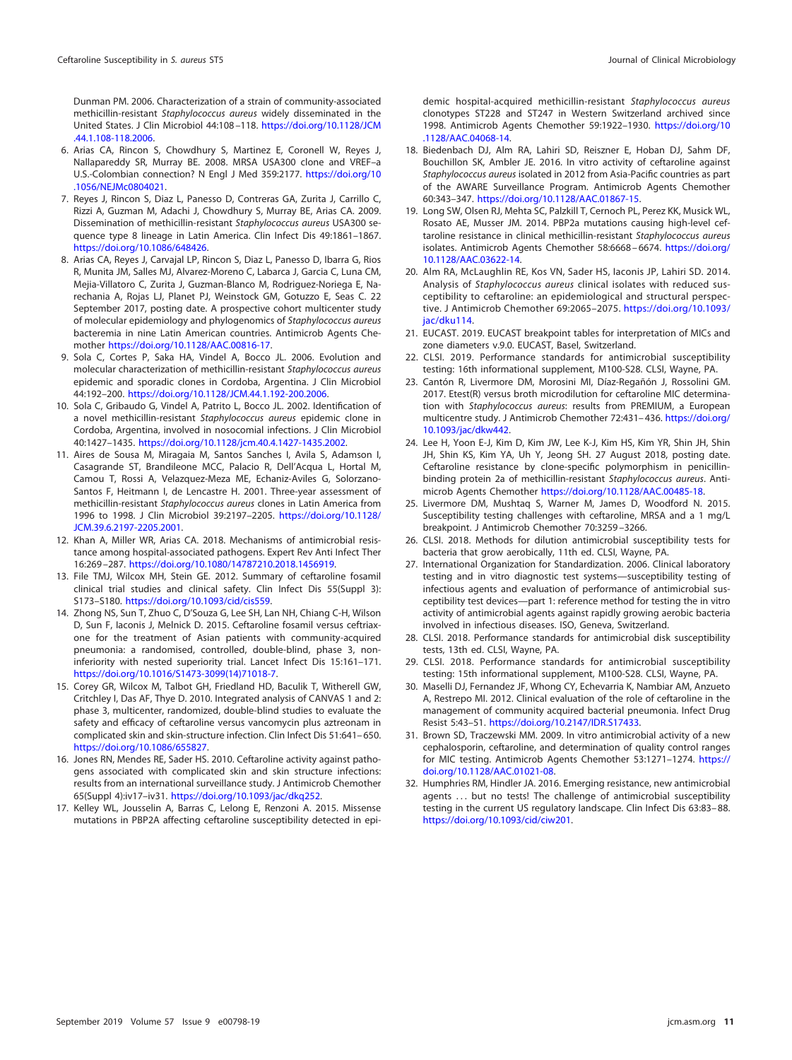Dunman PM. 2006. Characterization of a strain of community-associated methicillin-resistant *Staphylococcus aureus* widely disseminated in the United States. J Clin Microbiol 44:108–118. https://doi.org/10.1128/JCM.44.1.108-118.2006.

6. Arias CA, Rincon S, Chowdhury S, Martinez E, Coronell W, Reyes J, Nallapareddy SR, Murray BE. 2008. MRSA USA300 clone and VREF–a U.S.-Colombian connection? N Engl J Med 359:2177. https://doi.org/10.1056/NEJMc0804021.
7. Reyes J, Rincon S, Diaz L, Panesso D, Contreras GA, Zurita J, Carrillo C, Rizzi A, Guzman M, Adachi J, Chowdhury S, Murray BE, Arias CA. 2009. Dissemination of methicillin-resistant *Staphylococcus aureus* USA300 sequence type 8 lineage in Latin America. Clin Infect Dis 49:1861–1867. https://doi.org/10.1086/648426.
8. Arias CA, Reyes J, Carvajal LP, Rincon S, Diaz L, Panesso D, Ibarra G, Rios R, Munita JM, Salles MJ, Alvarez-Moreno C, Labarca J, Garcia C, Luna CM, Mejia-Villatoro C, Zurita J, Guzman-Blanco M, Rodriguez-Noriega E, Narechania A, Rojas LJ, Planet PJ, Weinstock GM, Gotuzzo E, Seas C. 22 September 2017, posting date. A prospective cohort multicenter study of molecular epidemiology and phylogenomics of *Staphylococcus aureus* bacteremia in nine Latin American countries. Antimicrob Agents Chemother https://doi.org/10.1128/AAC.00816-17.
9. Sola C, Cortes P, Saka HA, Vindel A, Bocco JL. 2006. Evolution and molecular characterization of methicillin-resistant *Staphylococcus aureus* epidemic and sporadic clones in Cordoba, Argentina. J Clin Microbiol 44:192–200. https://doi.org/10.1128/JCM.44.1.192-200.2006.
10. Sola C, Gribaudo G, Vindel A, Patrito L, Bocco JL. 2002. Identification of a novel methicillin-resistant *Staphylococcus aureus* epidemic clone in Cordoba, Argentina, involved in nosocomial infections. J Clin Microbiol 40:1427–1435. https://doi.org/10.1128/jcm.40.4.1427-1435.2002.
11. Aires de Sousa M, Miragaia M, Santos Sanches I, Avila S, Adamson I, Casagrande ST, Brandileone MCC, Palacio R, Dell'Acqua L, Hortal M, Camou T, Rossi A, Velazquez-Meza ME, Echaniz-Aviles G, Solorzano-Santos F, Heitmann I, de Lencastre H. 2001. Three-year assessment of methicillin-resistant *Staphylococcus aureus* clones in Latin America from 1996 to 1998. J Clin Microbiol 39:2197–2205. https://doi.org/10.1128/JCM.39.6.2197-2205.2001.
12. Khan A, Miller WR, Arias CA. 2018. Mechanisms of antimicrobial resistance among hospital-associated pathogens. Expert Rev Anti Infect Ther 16:269–287. https://doi.org/10.1080/14787210.2018.1456919.
13. File TMJ, Wilcox MH, Stein GE. 2012. Summary of ceftaroline fosamil clinical trial studies and clinical safety. Clin Infect Dis 55(Suppl 3):S173–S180. https://doi.org/10.1093/cid/cis559.
14. Zhong NS, Sun T, Zhuo C, D'Souza G, Lee SH, Lan NH, Chiang C-H, Wilson D, Sun F, Iaconis J, Melnick D. 2015. Ceftaroline fosamil versus ceftriaxone for the treatment of Asian patients with community-acquired pneumonia: a randomised, controlled, double-blind, phase 3, non-inferiority with nested superiority trial. Lancet Infect Dis 15:161–171. https://doi.org/10.1016/S1473-3099(14)71018-7.
15. Corey GR, Wilcox M, Talbot GH, Friedland HD, Baculik T, Witherell GW, Critchley I, Das AF, Thye D. 2010. Integrated analysis of CANVAS 1 and 2: phase 3, multicenter, randomized, double-blind studies to evaluate the safety and efficacy of ceftaroline versus vancomycin plus aztreonam in complicated skin and skin-structure infection. Clin Infect Dis 51:641–650. https://doi.org/10.1086/655827.
16. Jones RN, Mendes RE, Sader HS. 2010. Ceftaroline activity against pathogens associated with complicated skin and skin structure infections: results from an international surveillance study. J Antimicrob Chemother 65(Suppl 4):iv17–iv31. https://doi.org/10.1093/jac/dkq252.
17. Kelley WL, Jousselin A, Barras C, Lelong E, Renzoni A. 2015. Missense mutations in PBP2A affecting ceftaroline susceptibility detected in epidemic hospital-acquired methicillin-resistant *Staphylococcus aureus* clonotypes ST228 and ST247 in Western Switzerland archived since 1998. Antimicrob Agents Chemother 59:1922–1930. https://doi.org/10.1128/AAC.04068-14.
18. Biedenbach DJ, Alm RA, Lahiri SD, Reiszner E, Hoban DJ, Sahm DF, Bouchillon SK, Ambler JE. 2016. In vitro activity of ceftaroline against *Staphylococcus aureus* isolated in 2012 from Asia-Pacific countries as part of the AWARE Surveillance Program. Antimicrob Agents Chemother 60:343–347. https://doi.org/10.1128/AAC.01867-15.
19. Long SW, Olsen RJ, Mehta SC, Palzkill T, Cernoch PL, Perez KK, Musick WL, Rosato AE, Musser JM. 2014. PBP2a mutations causing high-level ceftaroline resistance in clinical methicillin-resistant *Staphylococcus aureus* isolates. Antimicrob Agents Chemother 58:6668–6674. https://doi.org/10.1128/AAC.03622-14.
20. Alm RA, McLaughlin RE, Kos VN, Sader HS, Iaconis JP, Lahiri SD. 2014. Analysis of *Staphylococcus aureus* clinical isolates with reduced susceptibility to ceftaroline: an epidemiological and structural perspective. J Antimicrob Chemother 69:2065–2075. https://doi.org/10.1093/jac/dku114.
21. EUCAST. 2019. EUCAST breakpoint tables for interpretation of MICs and zone diameters v.9.0. EUCAST, Basel, Switzerland.
22. CLSI. 2019. Performance standards for antimicrobial susceptibility testing: 16th informational supplement, M100-S28. CLSI, Wayne, PA.
23. Cantón R, Livermore DM, Morosini MI, Díaz-Regañón J, Rossolini GM. 2017. Etest(R) versus broth microdilution for ceftaroline MIC determination with *Staphylococcus aureus*: results from PREMIUM, a European multicentre study. J Antimicrob Chemother 72:431–436. https://doi.org/10.1093/jac/dkw442.
24. Lee H, Yoon E-J, Kim D, Kim JW, Lee K-J, Kim HS, Kim YR, Shin JH, Shin JH, Shin KS, Kim YA, Uh Y, Jeong SH. 27 August 2018, posting date. Ceftaroline resistance by clone-specific polymorphism in penicillin-binding protein 2a of methicillin-resistant *Staphylococcus aureus*. Antimicrob Agents Chemother https://doi.org/10.1128/AAC.00485-18.
25. Livermore DM, Mushtaq S, Warner M, James D, Woodford N. 2015. Susceptibility testing challenges with ceftaroline, MRSA and a 1 mg/L breakpoint. J Antimicrob Chemother 70:3259–3266.
26. CLSI. 2018. Methods for dilution antimicrobial susceptibility tests for bacteria that grow aerobically, 11th ed. CLSI, Wayne, PA.
27. International Organization for Standardization. 2006. Clinical laboratory testing and in vitro diagnostic test systems—susceptibility testing of infectious agents and evaluation of performance of antimicrobial susceptibility test devices—part 1: reference method for testing the in vitro activity of antimicrobial agents against rapidly growing aerobic bacteria involved in infectious diseases. ISO, Geneva, Switzerland.
28. CLSI. 2018. Performance standards for antimicrobial disk susceptibility tests, 13th ed. CLSI, Wayne, PA.
29. CLSI. 2018. Performance standards for antimicrobial susceptibility testing: 15th informational supplement, M100-S28. CLSI, Wayne, PA.
30. Maselli DJ, Fernandez JF, Whong CY, Echevarria K, Nambiar AM, Anzueto A, Restrepo MI. 2012. Clinical evaluation of the role of ceftaroline in the management of community acquired bacterial pneumonia. Infect Drug Resist 5:43–51. https://doi.org/10.2147/IDR.S17433.
31. Brown SD, Traczewski MM. 2009. In vitro antimicrobial activity of a new cephalosporin, ceftaroline, and determination of quality control ranges for MIC testing. Antimicrob Agents Chemother 53:1271–1274. https://doi.org/10.1128/AAC.01021-08.
32. Humphries RM, Hindler JA. 2016. Emerging resistance, new antimicrobial agents . . . but no tests! The challenge of antimicrobial susceptibility testing in the current US regulatory landscape. Clin Infect Dis 63:83–88. https://doi.org/10.1093/cid/ciw201.